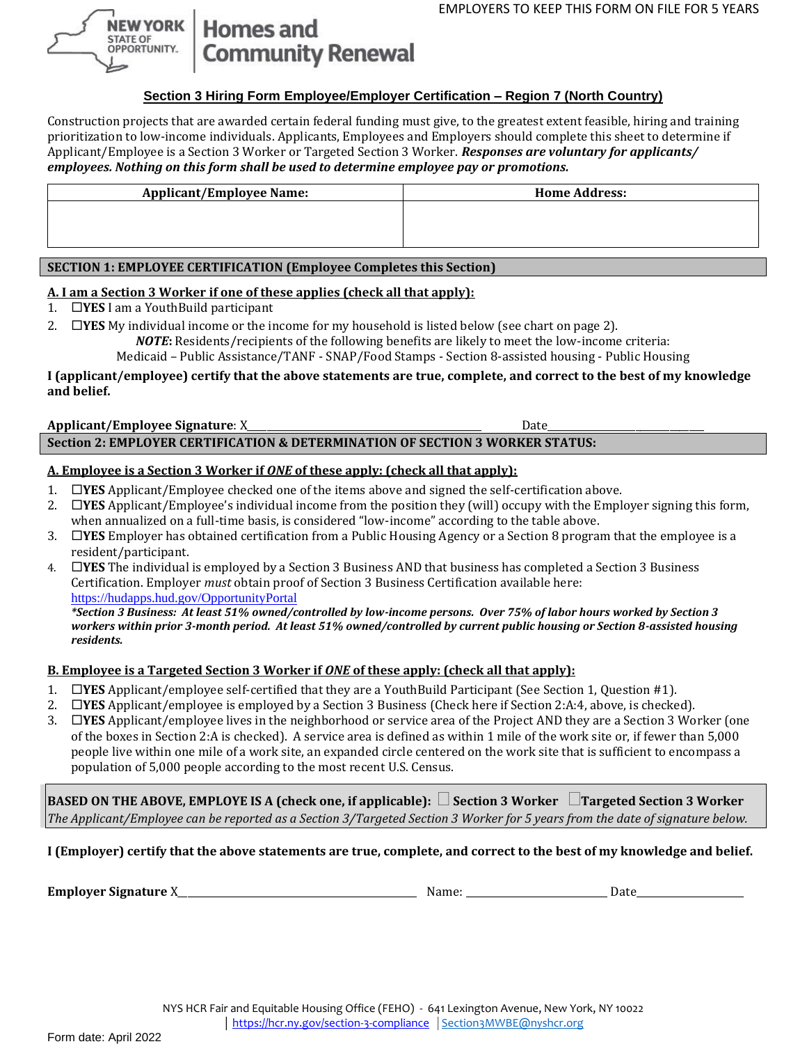EMPLOYERS TO KEEP THIS FORM ON FILE FOR 5 YEARS

NEW YORK STATE OF OPPORTUNITY. | Homes and Community Renewal

## Section 3 Hiring Form Employee/Employer Certification – Region 7 (North Country)

Construction projects that are awarded certain federal funding must give, to the greatest extent feasible, hiring and training prioritization to low-income individuals. Applicants, Employees and Employers should complete this sheet to determine if Applicant/Employee is a Section 3 Worker or Targeted Section 3 Worker. ***Responses are voluntary for applicants/ employees. Nothing on this form shall be used to determine employee pay or promotions.***

| Applicant/Employee Name: | Home Address: |
| --- | --- |
| | |

### SECTION 1: EMPLOYEE CERTIFICATION (Employee Completes this Section)

**A. I am a Section 3 Worker if one of these applies (check all that apply):**

1. ☐**YES** I am a YouthBuild participant
2. ☐**YES** My individual income or the income for my household is listed below (see chart on page 2).
   ***NOTE*:** Residents/recipients of the following benefits are likely to meet the low-income criteria:
   Medicaid – Public Assistance/TANF - SNAP/Food Stamps - Section 8-assisted housing - Public Housing

**I (applicant/employee) certify that the above statements are true, complete, and correct to the best of my knowledge and belief.**

**Applicant/Employee Signature**: X\_\_\_\_\_\_\_\_\_\_\_\_\_\_\_\_\_\_\_\_\_\_\_\_\_\_\_\_\_\_\_\_\_\_\_\_ Date\_\_\_\_\_\_\_\_\_\_\_\_\_\_\_\_\_\_\_\_\_\_\_\_

### Section 2: EMPLOYER CERTIFICATION & DETERMINATION OF SECTION 3 WORKER STATUS:

**A. Employee is a Section 3 Worker if *ONE* of these apply: (check all that apply):**

1. ☐**YES** Applicant/Employee checked one of the items above and signed the self-certification above.
2. ☐**YES** Applicant/Employee's individual income from the position they (will) occupy with the Employer signing this form, when annualized on a full-time basis, is considered "low-income" according to the table above.
3. ☐**YES** Employer has obtained certification from a Public Housing Agency or a Section 8 program that the employee is a resident/participant.
4. ☐**YES** The individual is employed by a Section 3 Business AND that business has completed a Section 3 Business Certification. Employer *must* obtain proof of Section 3 Business Certification available here: https://hudapps.hud.gov/OpportunityPortal
   ***\*Section 3 Business: At least 51% owned/controlled by low-income persons. Over 75% of labor hours worked by Section 3 workers within prior 3-month period. At least 51% owned/controlled by current public housing or Section 8-assisted housing residents.***

**B. Employee is a Targeted Section 3 Worker if *ONE* of these apply: (check all that apply):**

1. ☐**YES** Applicant/employee self-certified that they are a YouthBuild Participant (See Section 1, Question #1).
2. ☐**YES** Applicant/employee is employed by a Section 3 Business (Check here if Section 2:A:4, above, is checked).
3. ☐**YES** Applicant/employee lives in the neighborhood or service area of the Project AND they are a Section 3 Worker (one of the boxes in Section 2:A is checked). A service area is defined as within 1 mile of the work site or, if fewer than 5,000 people live within one mile of a work site, an expanded circle centered on the work site that is sufficient to encompass a population of 5,000 people according to the most recent U.S. Census.

**BASED ON THE ABOVE, EMPLOYE IS A (check one, if applicable):** ☐ **Section 3 Worker** ☐**Targeted Section 3 Worker**
*The Applicant/Employee can be reported as a Section 3/Targeted Section 3 Worker for 5 years from the date of signature below.*

**I (Employer) certify that the above statements are true, complete, and correct to the best of my knowledge and belief.**

**Employer Signature** X\_\_\_\_\_\_\_\_\_\_\_\_\_\_\_\_\_\_\_\_\_\_\_\_\_\_\_\_\_\_\_\_\_\_\_\_ Name: \_\_\_\_\_\_\_\_\_\_\_\_\_\_\_\_\_\_\_\_ Date\_\_\_\_\_\_\_\_\_\_\_\_\_\_\_\_

NYS HCR Fair and Equitable Housing Office (FEHO) - 641 Lexington Avenue, New York, NY 10022
| https://hcr.ny.gov/section-3-compliance | Section3MWBE@nyshcr.org

Form date: April 2022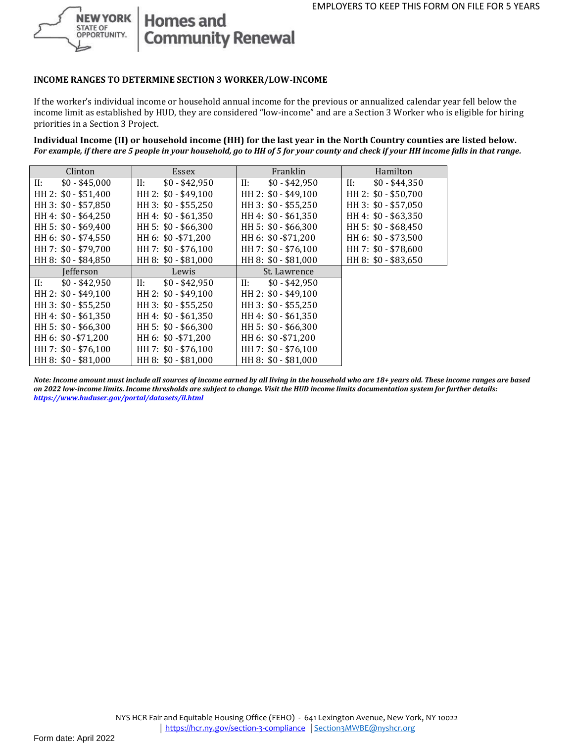EMPLOYERS TO KEEP THIS FORM ON FILE FOR 5 YEARS

NEW YORK STATE OF OPPORTUNITY. Homes and Community Renewal

**INCOME RANGES TO DETERMINE SECTION 3 WORKER/LOW-INCOME**

If the worker's individual income or household annual income for the previous or annualized calendar year fell below the income limit as established by HUD, they are considered "low-income" and are a Section 3 Worker who is eligible for hiring priorities in a Section 3 Project.

**Individual Income (II) or household income (HH) for the last year in the North Country counties are listed below.**
***For example, if there are 5 people in your household, go to HH of 5 for your county and check if your HH income falls in that range.***

| Clinton | Essex | Franklin | Hamilton |
|---|---|---|---|
| II: $0 - $45,000 | II: $0 - $42,950 | II: $0 - $42,950 | II: $0 - $44,350 |
| HH 2: $0 - $51,400 | HH 2: $0 - $49,100 | HH 2: $0 - $49,100 | HH 2: $0 - $50,700 |
| HH 3: $0 - $57,850 | HH 3: $0 - $55,250 | HH 3: $0 - $55,250 | HH 3: $0 - $57,050 |
| HH 4: $0 - $64,250 | HH 4: $0 - $61,350 | HH 4: $0 - $61,350 | HH 4: $0 - $63,350 |
| HH 5: $0 - $69,400 | HH 5: $0 - $66,300 | HH 5: $0 - $66,300 | HH 5: $0 - $68,450 |
| HH 6: $0 - $74,550 | HH 6: $0 -$71,200 | HH 6: $0 -$71,200 | HH 6: $0 - $73,500 |
| HH 7: $0 - $79,700 | HH 7: $0 - $76,100 | HH 7: $0 - $76,100 | HH 7: $0 - $78,600 |
| HH 8: $0 - $84,850 | HH 8: $0 - $81,000 | HH 8: $0 - $81,000 | HH 8: $0 - $83,650 |
| **Jefferson** | **Lewis** | **St. Lawrence** | |
| II: $0 - $42,950 | II: $0 - $42,950 | II: $0 - $42,950 | |
| HH 2: $0 - $49,100 | HH 2: $0 - $49,100 | HH 2: $0 - $49,100 | |
| HH 3: $0 - $55,250 | HH 3: $0 - $55,250 | HH 3: $0 - $55,250 | |
| HH 4: $0 - $61,350 | HH 4: $0 - $61,350 | HH 4: $0 - $61,350 | |
| HH 5: $0 - $66,300 | HH 5: $0 - $66,300 | HH 5: $0 - $66,300 | |
| HH 6: $0 -$71,200 | HH 6: $0 -$71,200 | HH 6: $0 -$71,200 | |
| HH 7: $0 - $76,100 | HH 7: $0 - $76,100 | HH 7: $0 - $76,100 | |
| HH 8: $0 - $81,000 | HH 8: $0 - $81,000 | HH 8: $0 - $81,000 | |

***Note: Income amount must include all sources of income earned by all living in the household who are 18+ years old. These income ranges are based on 2022 low-income limits. Income thresholds are subject to change. Visit the HUD income limits documentation system for further details: https://www.huduser.gov/portal/datasets/il.html***

NYS HCR Fair and Equitable Housing Office (FEHO) - 641 Lexington Avenue, New York, NY 10022
| https://hcr.ny.gov/section-3-compliance | Section3MWBE@nyshcr.org

Form date: April 2022